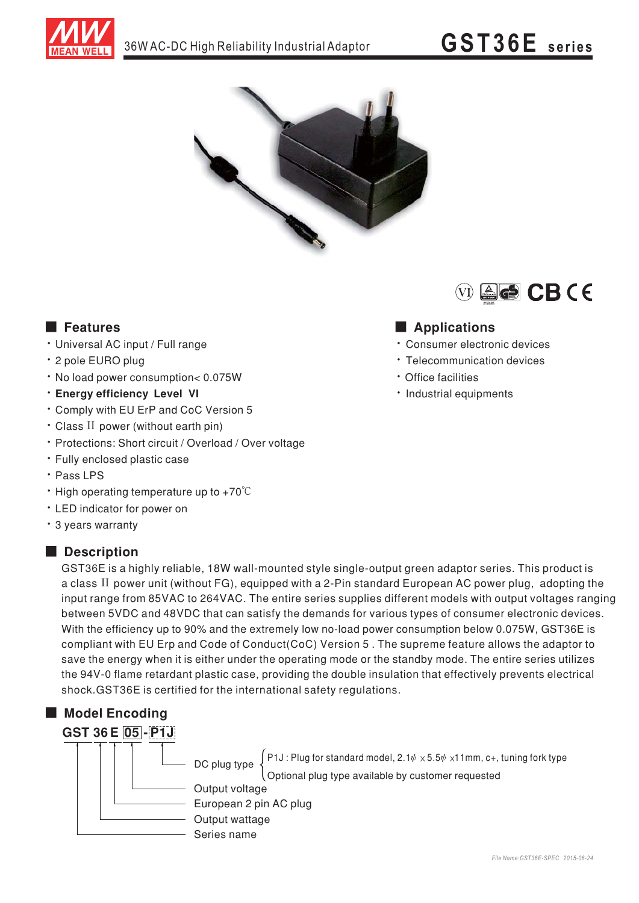# 36W AC-DC High Reliability Industrial Adaptor

# GST36E series

## Features

- Universal AC input / Full range
- 2 pole EURO plug
- No load power consumption< 0.075W
- **Energy efficiency Level VI**
- Comply with EU ErP and CoC Version 5
- Class II power (without earth pin)
- Protections: Short circuit / Overload / Over voltage
- Fully enclosed plastic case
- Pass LPS
- High operating temperature up to +70℃
- LED indicator for power on
- 3 years warranty

## Applications

- Consumer electronic devices
- Telecommunication devices
- Office facilities
- Industrial equipments

## Description

GST36E is a highly reliable, 18W wall-mounted style single-output green adaptor series. This product is a class II power unit (without FG), equipped with a 2-Pin standard European AC power plug, adopting the input range from 85VAC to 264VAC. The entire series supplies different models with output voltages ranging between 5VDC and 48VDC that can satisfy the demands for various types of consumer electronic devices. With the efficiency up to 90% and the extremely low no-load power consumption below 0.075W, GST36E is compliant with EU Erp and Code of Conduct(CoC) Version 5 . The supreme feature allows the adaptor to save the energy when it is either under the operating mode or the standby mode. The entire series utilizes the 94V-0 flame retardant plastic case, providing the double insulation that effectively prevents electrical shock.GST36E is certified for the international safety regulations.

## Model Encoding

**GST 36 E 05 - P1J**

- P1J → DC plug type
  - P1J : Plug for standard model, 2.1φ x 5.5φ x11mm, c+, tuning fork type
  - Optional plug type available by customer requested
- 05 → Output voltage
- E → European 2 pin AC plug
- 36 → Output wattage
- GST → Series name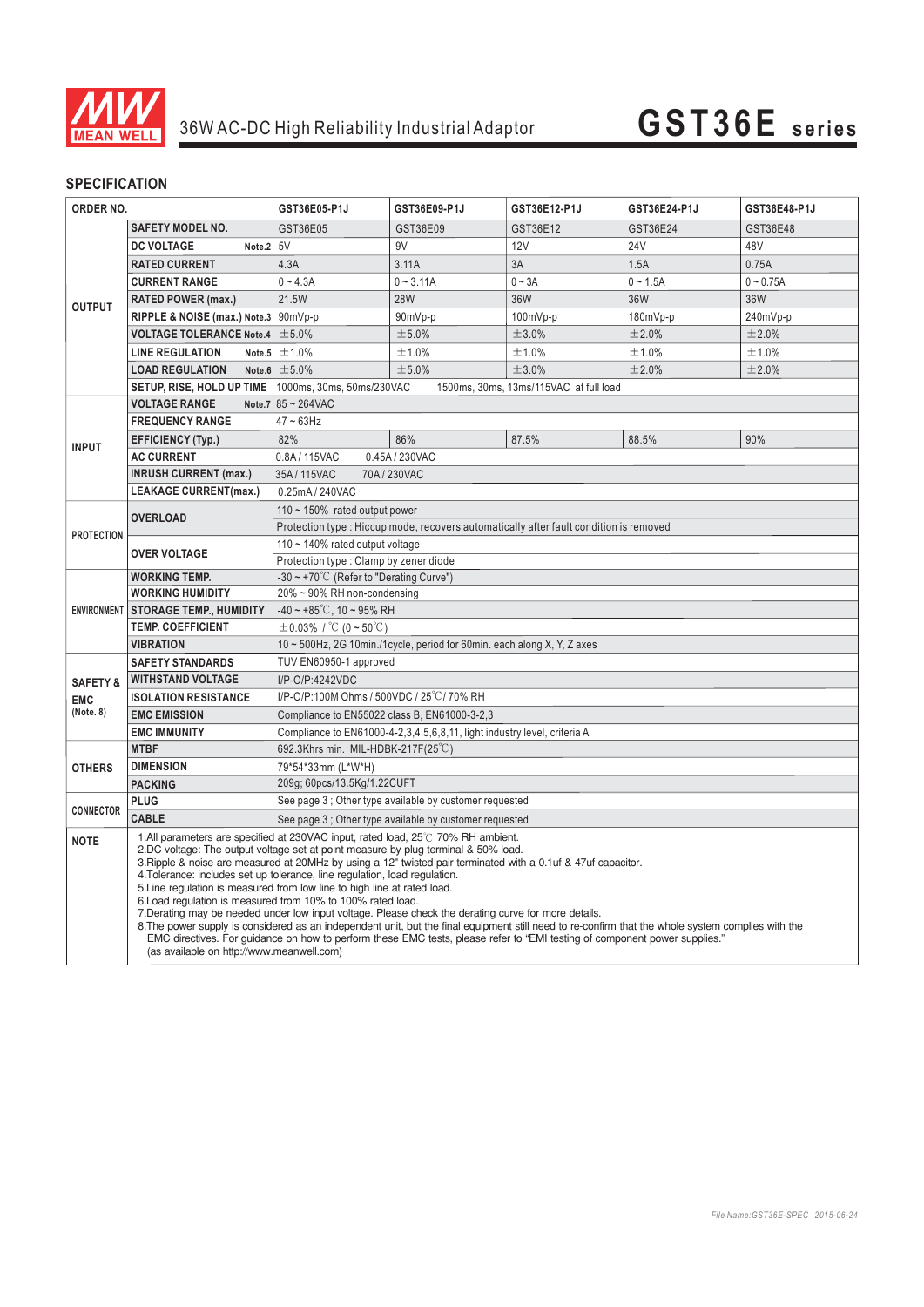# 36W AC-DC High Reliability Industrial Adaptor — GST36E series

## SPECIFICATION

| ORDER NO. | | GST36E05-P1J | GST36E09-P1J | GST36E12-P1J | GST36E24-P1J | GST36E48-P1J |
|---|---|---|---|---|---|---|
| OUTPUT | SAFETY MODEL NO. | GST36E05 | GST36E09 | GST36E12 | GST36E24 | GST36E48 |
| | DC VOLTAGE Note.2 | 5V | 9V | 12V | 24V | 48V |
| | RATED CURRENT | 4.3A | 3.11A | 3A | 1.5A | 0.75A |
| | CURRENT RANGE | 0 ~ 4.3A | 0 ~ 3.11A | 0 ~ 3A | 0 ~ 1.5A | 0 ~ 0.75A |
| | RATED POWER (max.) | 21.5W | 28W | 36W | 36W | 36W |
| | RIPPLE & NOISE (max.) Note.3 | 90mVp-p | 90mVp-p | 100mVp-p | 180mVp-p | 240mVp-p |
| | VOLTAGE TOLERANCE Note.4 | ±5.0% | ±5.0% | ±3.0% | ±2.0% | ±2.0% |
| | LINE REGULATION Note.5 | ±1.0% | ±1.0% | ±1.0% | ±1.0% | ±1.0% |
| | LOAD REGULATION Note.6 | ±5.0% | ±5.0% | ±3.0% | ±2.0% | ±2.0% |
| | SETUP, RISE, HOLD UP TIME | 1000ms, 30ms, 50ms/230VAC 1500ms, 30ms, 13ms/115VAC at full load | | | | |
| INPUT | VOLTAGE RANGE Note.7 | 85 ~ 264VAC | | | | |
| | FREQUENCY RANGE | 47 ~ 63Hz | | | | |
| | EFFICIENCY (Typ.) | 82% | 86% | 87.5% | 88.5% | 90% |
| | AC CURRENT | 0.8A / 115VAC 0.45A / 230VAC | | | | |
| | INRUSH CURRENT (max.) | 35A / 115VAC 70A / 230VAC | | | | |
| | LEAKAGE CURRENT(max.) | 0.25mA / 240VAC | | | | |
| PROTECTION | OVERLOAD | 110 ~ 150% rated output power | | | | |
| | | Protection type : Hiccup mode, recovers automatically after fault condition is removed | | | | |
| | OVER VOLTAGE | 110 ~ 140% rated output voltage | | | | |
| | | Protection type : Clamp by zener diode | | | | |
| ENVIRONMENT | WORKING TEMP. | -30 ~ +70℃ (Refer to "Derating Curve") | | | | |
| | WORKING HUMIDITY | 20% ~ 90% RH non-condensing | | | | |
| | STORAGE TEMP., HUMIDITY | -40 ~ +85℃, 10 ~ 95% RH | | | | |
| | TEMP. COEFFICIENT | ±0.03% / ℃ (0 ~ 50℃) | | | | |
| | VIBRATION | 10 ~ 500Hz, 2G 10min./1cycle, period for 60min. each along X, Y, Z axes | | | | |
| SAFETY & EMC (Note. 8) | SAFETY STANDARDS | TUV EN60950-1 approved | | | | |
| | WITHSTAND VOLTAGE | I/P-O/P:4242VDC | | | | |
| | ISOLATION RESISTANCE | I/P-O/P:100M Ohms / 500VDC / 25℃/ 70% RH | | | | |
| | EMC EMISSION | Compliance to EN55022 class B, EN61000-3-2,3 | | | | |
| | EMC IMMUNITY | Compliance to EN61000-4-2,3,4,5,6,8,11, light industry level, criteria A | | | | |
| OTHERS | MTBF | 692.3Khrs min. MIL-HDBK-217F(25℃) | | | | |
| | DIMENSION | 79*54*33mm (L*W*H) | | | | |
| | PACKING | 209g; 60pcs/13.5Kg/1.22CUFT | | | | |
| CONNECTOR | PLUG | See page 3 ; Other type available by customer requested | | | | |
| | CABLE | See page 3 ; Other type available by customer requested | | | | |

**NOTE**

1. All parameters are specified at 230VAC input, rated load, 25℃ 70% RH ambient.
2. DC voltage: The output voltage set at point measure by plug terminal & 50% load.
3. Ripple & noise are measured at 20MHz by using a 12" twisted pair terminated with a 0.1uf & 47uf capacitor.
4. Tolerance: includes set up tolerance, line regulation, load regulation.
5. Line regulation is measured from low line to high line at rated load.
6. Load regulation is measured from 10% to 100% rated load.
7. Derating may be needed under low input voltage. Please check the derating curve for more details.
8. The power supply is considered as an independent unit, but the final equipment still need to re-confirm that the whole system complies with the EMC directives. For guidance on how to perform these EMC tests, please refer to "EMI testing of component power supplies." (as available on http://www.meanwell.com)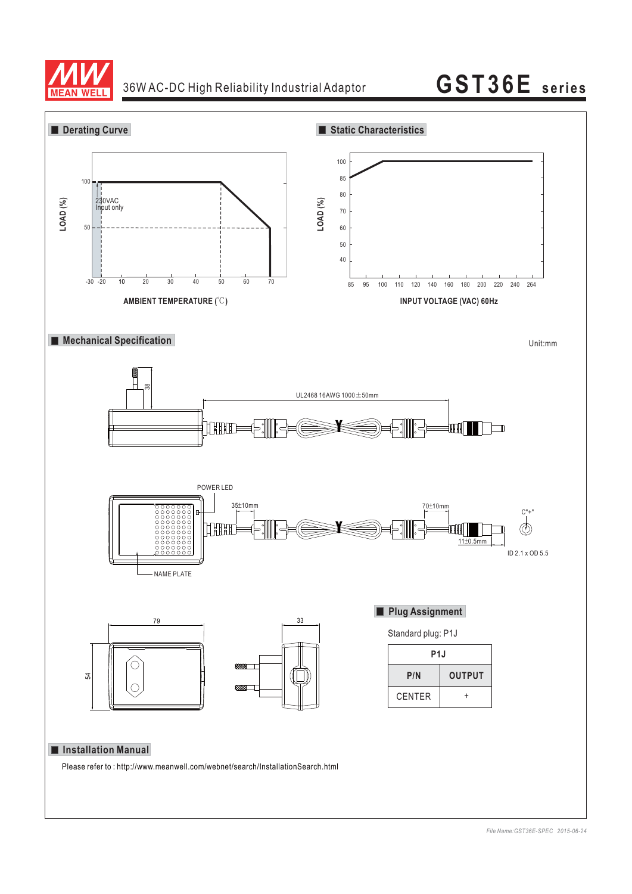## Derating Curve

LOAD (%)

100

50

230VAC
Input only

-30 -20 10 20 30 40 50 60 70

AMBIENT TEMPERATURE (℃)

## Static Characteristics

LOAD (%)

100
85
80
70
60
50
40

85 95 100 110 120 140 160 180 200 220 240 264

INPUT VOLTAGE (VAC) 60Hz

## Mechanical Specification

Unit:mm

38

UL2468 16AWG 1000±50mm

POWER LED

35±10mm

70±10mm

C"+"

11±0.5mm

ID 2.1 x OD 5.5

NAME PLATE

79

54

33

## Plug Assignment

Standard plug: P1J

| P1J | |
|---|---|
| **P/N** | **OUTPUT** |
| CENTER | + |

## Installation Manual

Please refer to : http://www.meanwell.com/webnet/search/InstallationSearch.html